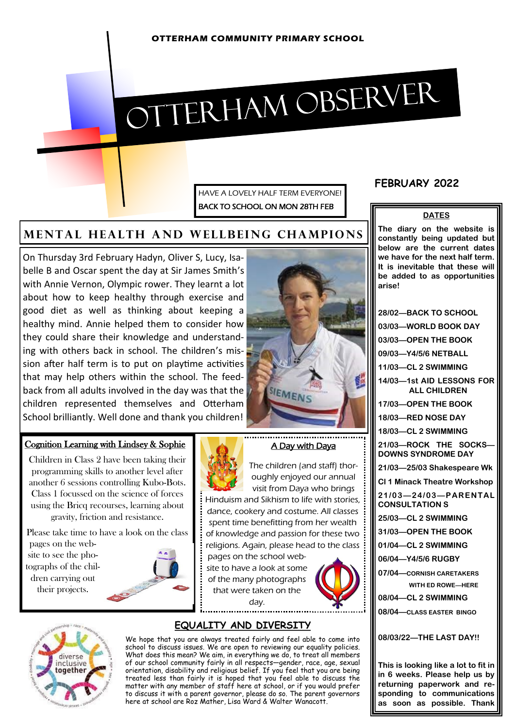OTTERHAM COMMUNITY PRIMARY SCHOOL

# OTTERHAM OBSERVER

HAVE A LOVELY HALF TERM EVERYONE!
BACK TO SCHOOL ON MON 28TH FEB

## FEBRUARY 2022

## MENTAL HEALTH AND WELLBEING CHAMPIONS

On Thursday 3rd February Hadyn, Oliver S, Lucy, Isabelle B and Oscar spent the day at Sir James Smith's with Annie Vernon, Olympic rower. They learnt a lot about how to keep healthy through exercise and good diet as well as thinking about keeping a healthy mind. Annie helped them to consider how they could share their knowledge and understanding with others back in school. The children's mission after half term is to put on playtime activities that may help others within the school. The feedback from all adults involved in the day was that the children represented themselves and Otterham School brilliantly. Well done and thank you children!

### Cognition Learning with Lindsey & Sophie

Children in Class 2 have been taking their programming skills to another level after another 6 sessions controlling Kubo-Bots. Class 1 focussed on the science of forces using the Bricq recourses, learning about gravity, friction and resistance.

Please take time to have a look on the class pages on the website to see the photographs of the children carrying out their projects.

### A Day with Daya

The children (and staff) thoroughly enjoyed our annual visit from Daya who brings Hinduism and Sikhism to life with stories, dance, cookery and costume. All classes spent time benefitting from her wealth of knowledge and passion for these two religions. Again, please head to the class pages on the school website to have a look at some of the many photographs that were taken on the day.

### EQUALITY AND DIVERSITY

We hope that you are always treated fairly and feel able to come into school to discuss issues. We are open to reviewing our equality policies. What does this mean? We aim, in everything we do, to treat all members of our school community fairly in all respects—gender, race, age, sexual orientation, disability and religious belief. If you feel that you are being treated less than fairly it is hoped that you feel able to discuss the matter with any member of staff here at school, or if you would prefer to discuss it with a parent governor, please do so. The parent governors here at school are Roz Mather, Lisa Ward & Walter Wanacott.

### DATES

**The diary on the website is constantly being updated but below are the current dates we have for the next half term. It is inevitable that these will be added to as opportunities arise!**

- 28/02—BACK TO SCHOOL
- 03/03—WORLD BOOK DAY
- 03/03—OPEN THE BOOK
- 09/03—Y4/5/6 NETBALL
- 11/03—CL 2 SWIMMING
- 14/03—1st AID LESSONS FOR ALL CHILDREN
- 17/03—OPEN THE BOOK
- 18/03—RED NOSE DAY
- 18/03—CL 2 SWIMMING
- 21/03—ROCK THE SOCKS—DOWNS SYNDROME DAY
- 21/03—25/03 Shakespeare Wk
- Cl 1 Minack Theatre Workshop
- 21/03—24/03—PARENTAL CONSULTATION S
- 25/03—CL 2 SWIMMING
- 31/03—OPEN THE BOOK
- 01/04—CL 2 SWIMMING
- 06/04—Y4/5/6 RUGBY
- 07/04—CORNISH CARETAKERS WITH ED ROWE—HERE
- 08/04—CL 2 SWIMMING
- 08/04—CLASS EASTER BINGO

08/03/22—THE LAST DAY!!

**This is looking like a lot to fit in in 6 weeks. Please help us by returning paperwork and responding to communications as soon as possible. Thank**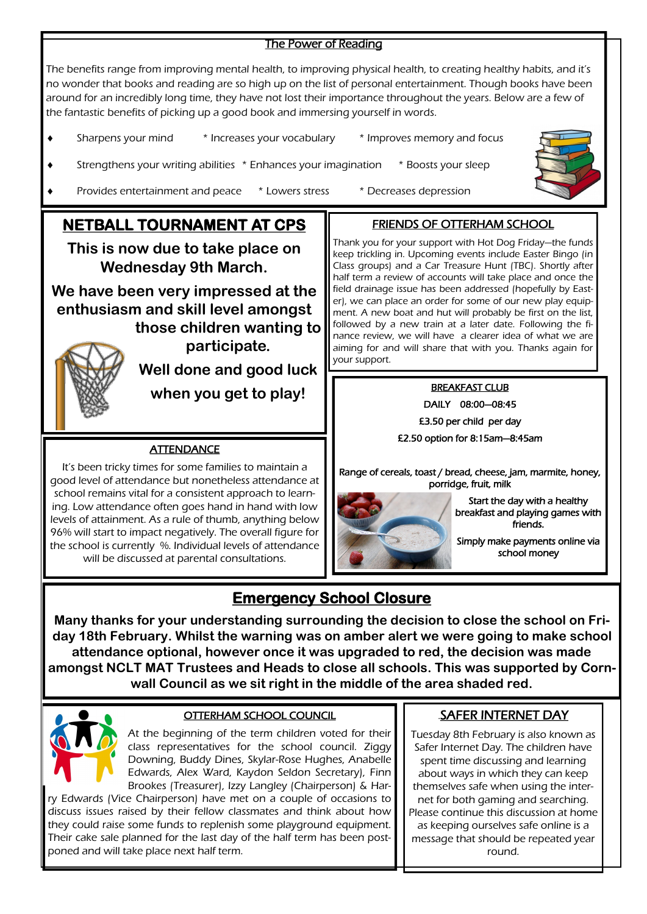## The Power of Reading

The benefits range from improving mental health, to improving physical health, to creating healthy habits, and it's no wonder that books and reading are so high up on the list of personal entertainment. Though books have been around for an incredibly long time, they have not lost their importance throughout the years. Below are a few of the fantastic benefits of picking up a good book and immersing yourself in words.

- Sharpens your mind * Increases your vocabulary * Improves memory and focus
- Strengthens your writing abilities * Enhances your imagination * Boosts your sleep
- Provides entertainment and peace * Lowers stress * Decreases depression

## NETBALL TOURNAMENT AT CPS

**This is now due to take place on Wednesday 9th March.**

**We have been very impressed at the enthusiasm and skill level amongst those children wanting to participate.**

**Well done and good luck when you get to play!**

## ATTENDANCE

It's been tricky times for some families to maintain a good level of attendance but nonetheless attendance at school remains vital for a consistent approach to learning. Low attendance often goes hand in hand with low levels of attainment. As a rule of thumb, anything below 96% will start to impact negatively. The overall figure for the school is currently %. Individual levels of attendance will be discussed at parental consultations.

## FRIENDS OF OTTERHAM SCHOOL

Thank you for your support with Hot Dog Friday—the funds keep trickling in. Upcoming events include Easter Bingo (in Class groups) and a Car Treasure Hunt (TBC). Shortly after half term a review of accounts will take place and once the field drainage issue has been addressed (hopefully by Easter), we can place an order for some of our new play equipment. A new boat and hut will probably be first on the list, followed by a new train at a later date. Following the finance review, we will have a clearer idea of what we are aiming for and will share that with you. Thanks again for your support.

## BREAKFAST CLUB

DAILY 08:00—08:45

£3.50 per child per day

£2.50 option for 8:15am—8:45am

Range of cereals, toast / bread, cheese, jam, marmite, honey, porridge, fruit, milk

Start the day with a healthy breakfast and playing games with friends.

Simply make payments online via school money

## Emergency School Closure

**Many thanks for your understanding surrounding the decision to close the school on Friday 18th February. Whilst the warning was on amber alert we were going to make school attendance optional, however once it was upgraded to red, the decision was made amongst NCLT MAT Trustees and Heads to close all schools. This was supported by Cornwall Council as we sit right in the middle of the area shaded red.**

## OTTERHAM SCHOOL COUNCIL

At the beginning of the term children voted for their class representatives for the school council. Ziggy Downing, Buddy Dines, Skylar-Rose Hughes, Anabelle Edwards, Alex Ward, Kaydon Seldon Secretary), Finn Brookes (Treasurer), Izzy Langley (Chairperson) & Harry Edwards (Vice Chairperson) have met on a couple of occasions to discuss issues raised by their fellow classmates and think about how they could raise some funds to replenish some playground equipment. Their cake sale planned for the last day of the half term has been postponed and will take place next half term.

## SAFER INTERNET DAY

Tuesday 8th February is also known as Safer Internet Day. The children have spent time discussing and learning about ways in which they can keep themselves safe when using the internet for both gaming and searching. Please continue this discussion at home as keeping ourselves safe online is a message that should be repeated year round.